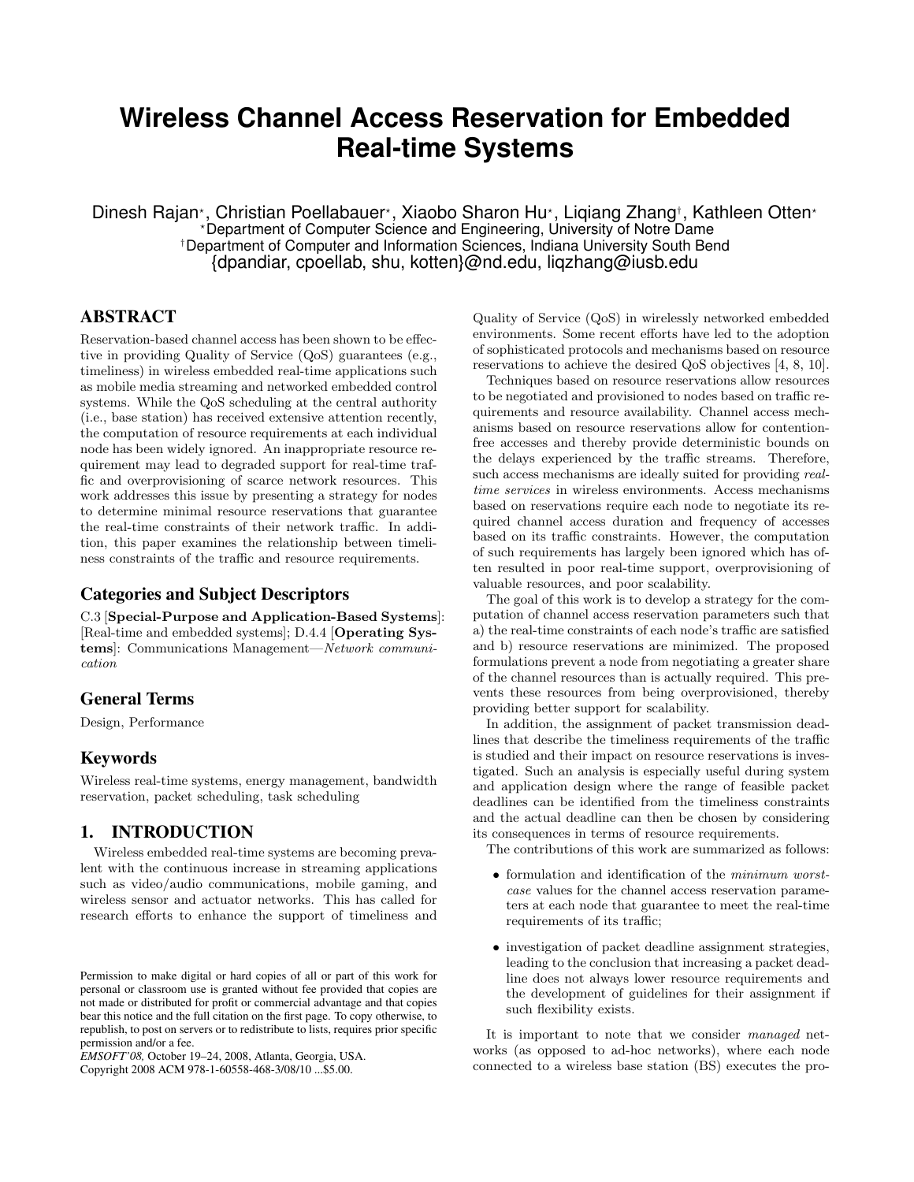# Wireless Channel Access Reservation for Embedded Real-time Systems

Dinesh Rajan[⋆], Christian Poellabauer[⋆], Xiaobo Sharon Hu[⋆], Liqiang Zhang[†], Kathleen Otten[⋆]
[⋆]Department of Computer Science and Engineering, University of Notre Dame
[†]Department of Computer and Information Sciences, Indiana University South Bend
{dpandiar, cpoellab, shu, kotten}@nd.edu, liqzhang@iusb.edu

## ABSTRACT

Reservation-based channel access has been shown to be effective in providing Quality of Service (QoS) guarantees (e.g., timeliness) in wireless embedded real-time applications such as mobile media streaming and networked embedded control systems. While the QoS scheduling at the central authority (i.e., base station) has received extensive attention recently, the computation of resource requirements at each individual node has been widely ignored. An inappropriate resource requirement may lead to degraded support for real-time traffic and overprovisioning of scarce network resources. This work addresses this issue by presenting a strategy for nodes to determine minimal resource reservations that guarantee the real-time constraints of their network traffic. In addition, this paper examines the relationship between timeliness constraints of the traffic and resource requirements.

### Categories and Subject Descriptors

C.3 [**Special-Purpose and Application-Based Systems**]: [Real-time and embedded systems]; D.4.4 [**Operating Systems**]: Communications Management—*Network communication*

### General Terms

Design, Performance

### Keywords

Wireless real-time systems, energy management, bandwidth reservation, packet scheduling, task scheduling

## 1. INTRODUCTION

Wireless embedded real-time systems are becoming prevalent with the continuous increase in streaming applications such as video/audio communications, mobile gaming, and wireless sensor and actuator networks. This has called for research efforts to enhance the support of timeliness and Quality of Service (QoS) in wirelessly networked embedded environments. Some recent efforts have led to the adoption of sophisticated protocols and mechanisms based on resource reservations to achieve the desired QoS objectives [4, 8, 10].

Techniques based on resource reservations allow resources to be negotiated and provisioned to nodes based on traffic requirements and resource availability. Channel access mechanisms based on resource reservations allow for contention-free accesses and thereby provide deterministic bounds on the delays experienced by the traffic streams. Therefore, such access mechanisms are ideally suited for providing *real-time services* in wireless environments. Access mechanisms based on reservations require each node to negotiate its required channel access duration and frequency of accesses based on its traffic constraints. However, the computation of such requirements has largely been ignored which has often resulted in poor real-time support, overprovisioning of valuable resources, and poor scalability.

The goal of this work is to develop a strategy for the computation of channel access reservation parameters such that a) the real-time constraints of each node's traffic are satisfied and b) resource reservations are minimized. The proposed formulations prevent a node from negotiating a greater share of the channel resources than is actually required. This prevents these resources from being overprovisioned, thereby providing better support for scalability.

In addition, the assignment of packet transmission deadlines that describe the timeliness requirements of the traffic is studied and their impact on resource reservations is investigated. Such an analysis is especially useful during system and application design where the range of feasible packet deadlines can be identified from the timeliness constraints and the actual deadline can then be chosen by considering its consequences in terms of resource requirements.

The contributions of this work are summarized as follows:

- formulation and identification of the *minimum worst-case* values for the channel access reservation parameters at each node that guarantee to meet the real-time requirements of its traffic;
- investigation of packet deadline assignment strategies, leading to the conclusion that increasing a packet deadline does not always lower resource requirements and the development of guidelines for their assignment if such flexibility exists.

It is important to note that we consider *managed* networks (as opposed to ad-hoc networks), where each node connected to a wireless base station (BS) executes the pro-

Permission to make digital or hard copies of all or part of this work for personal or classroom use is granted without fee provided that copies are not made or distributed for profit or commercial advantage and that copies bear this notice and the full citation on the first page. To copy otherwise, to republish, to post on servers or to redistribute to lists, requires prior specific permission and/or a fee.
*EMSOFT'08,* October 19–24, 2008, Atlanta, Georgia, USA.
Copyright 2008 ACM 978-1-60558-468-3/08/10 ...$5.00.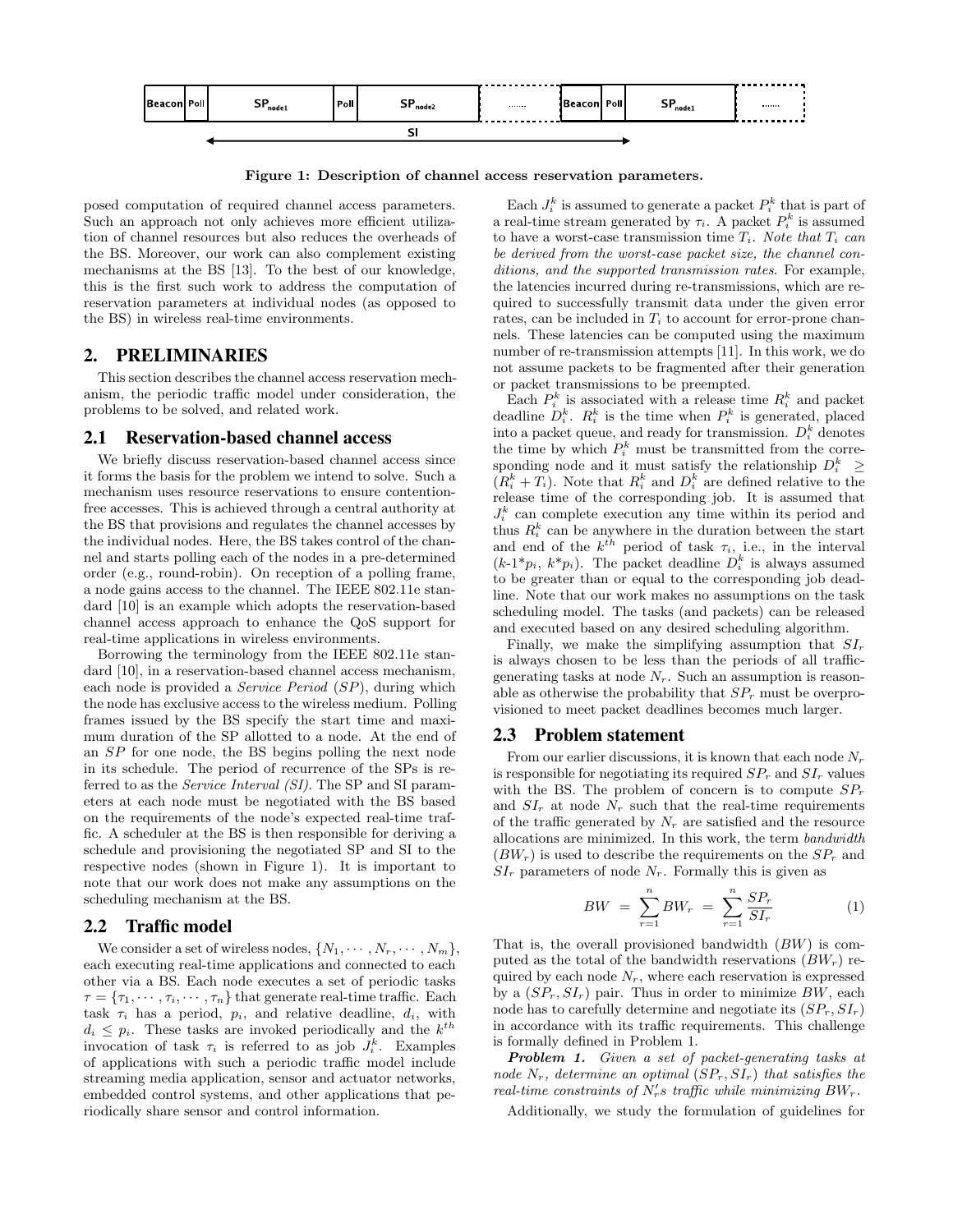Figure 1: Description of channel access reservation parameters.

posed computation of required channel access parameters. Such an approach not only achieves more efficient utilization of channel resources but also reduces the overheads of the BS. Moreover, our work can also complement existing mechanisms at the BS [13]. To the best of our knowledge, this is the first such work to address the computation of reservation parameters at individual nodes (as opposed to the BS) in wireless real-time environments.

## 2. PRELIMINARIES

This section describes the channel access reservation mechanism, the periodic traffic model under consideration, the problems to be solved, and related work.

### 2.1 Reservation-based channel access

We briefly discuss reservation-based channel access since it forms the basis for the problem we intend to solve. Such a mechanism uses resource reservations to ensure contention-free accesses. This is achieved through a central authority at the BS that provisions and regulates the channel accesses by the individual nodes. Here, the BS takes control of the channel and starts polling each of the nodes in a pre-determined order (e.g., round-robin). On reception of a polling frame, a node gains access to the channel. The IEEE 802.11e standard [10] is an example which adopts the reservation-based channel access approach to enhance the QoS support for real-time applications in wireless environments.

Borrowing the terminology from the IEEE 802.11e standard [10], in a reservation-based channel access mechanism, each node is provided a *Service Period* (*SP*), during which the node has exclusive access to the wireless medium. Polling frames issued by the BS specify the start time and maximum duration of the SP allotted to a node. At the end of an *SP* for one node, the BS begins polling the next node in its schedule. The period of recurrence of the SPs is referred to as the *Service Interval (SI)*. The SP and SI parameters at each node must be negotiated with the BS based on the requirements of the node's expected real-time traffic. A scheduler at the BS is then responsible for deriving a schedule and provisioning the negotiated SP and SI to the respective nodes (shown in Figure 1). It is important to note that our work does not make any assumptions on the scheduling mechanism at the BS.

### 2.2 Traffic model

We consider a set of wireless nodes, $\{N_1, \cdots, N_r, \cdots, N_m\}$, each executing real-time applications and connected to each other via a BS. Each node executes a set of periodic tasks $\tau = \{\tau_1, \cdots, \tau_i, \cdots, \tau_n\}$ that generate real-time traffic. Each task $\tau_i$ has a period, $p_i$, and relative deadline, $d_i$, with $d_i \leq p_i$. These tasks are invoked periodically and the $k^{th}$ invocation of task $\tau_i$ is referred to as job $J_i^k$. Examples of applications with such a periodic traffic model include streaming media application, sensor and actuator networks, embedded control systems, and other applications that periodically share sensor and control information.

Each $J_i^k$ is assumed to generate a packet $P_i^k$ that is part of a real-time stream generated by $\tau_i$. A packet $P_i^k$ is assumed to have a worst-case transmission time $T_i$. *Note that $T_i$ can be derived from the worst-case packet size, the channel conditions, and the supported transmission rates.* For example, the latencies incurred during re-transmissions, which are required to successfully transmit data under the given error rates, can be included in $T_i$ to account for error-prone channels. These latencies can be computed using the maximum number of re-transmission attempts [11]. In this work, we do not assume packets to be fragmented after their generation or packet transmissions to be preempted.

Each $P_i^k$ is associated with a release time $R_i^k$ and packet deadline $D_i^k$. $R_i^k$ is the time when $P_i^k$ is generated, placed into a packet queue, and ready for transmission. $D_i^k$ denotes the time by which $P_i^k$ must be transmitted from the corresponding node and it must satisfy the relationship $D_i^k \geq (R_i^k + T_i)$. Note that $R_i^k$ and $D_i^k$ are defined relative to the release time of the corresponding job. It is assumed that $J_i^k$ can complete execution any time within its period and thus $R_i^k$ can be anywhere in the duration between the start and end of the $k^{th}$ period of task $\tau_i$, i.e., in the interval ($k$-1*$p_i$, $k$*$p_i$). The packet deadline $D_i^k$ is always assumed to be greater than or equal to the corresponding job deadline. Note that our work makes no assumptions on the task scheduling model. The tasks (and packets) can be released and executed based on any desired scheduling algorithm.

Finally, we make the simplifying assumption that $SI_r$ is always chosen to be less than the periods of all traffic-generating tasks at node $N_r$. Such an assumption is reasonable as otherwise the probability that $SP_r$ must be overprovisioned to meet packet deadlines becomes much larger.

### 2.3 Problem statement

From our earlier discussions, it is known that each node $N_r$ is responsible for negotiating its required $SP_r$ and $SI_r$ values with the BS. The problem of concern is to compute $SP_r$ and $SI_r$ at node $N_r$ such that the real-time requirements of the traffic generated by $N_r$ are satisfied and the resource allocations are minimized. In this work, the term *bandwidth* ($BW_r$) is used to describe the requirements on the $SP_r$ and $SI_r$ parameters of node $N_r$. Formally this is given as

$$BW = \sum_{r=1}^{n} BW_r = \sum_{r=1}^{n} \frac{SP_r}{SI_r} \tag{1}$$

That is, the overall provisioned bandwidth ($BW$) is computed as the total of the bandwidth reservations ($BW_r$) required by each node $N_r$, where each reservation is expressed by a $(SP_r, SI_r)$ pair. Thus in order to minimize $BW$, each node has to carefully determine and negotiate its $(SP_r, SI_r)$ in accordance with its traffic requirements. This challenge is formally defined in Problem 1.

***Problem 1.*** *Given a set of packet-generating tasks at node $N_r$, determine an optimal $(SP_r, SI_r)$ that satisfies the real-time constraints of $N_r'$s traffic while minimizing $BW_r$.*

Additionally, we study the formulation of guidelines for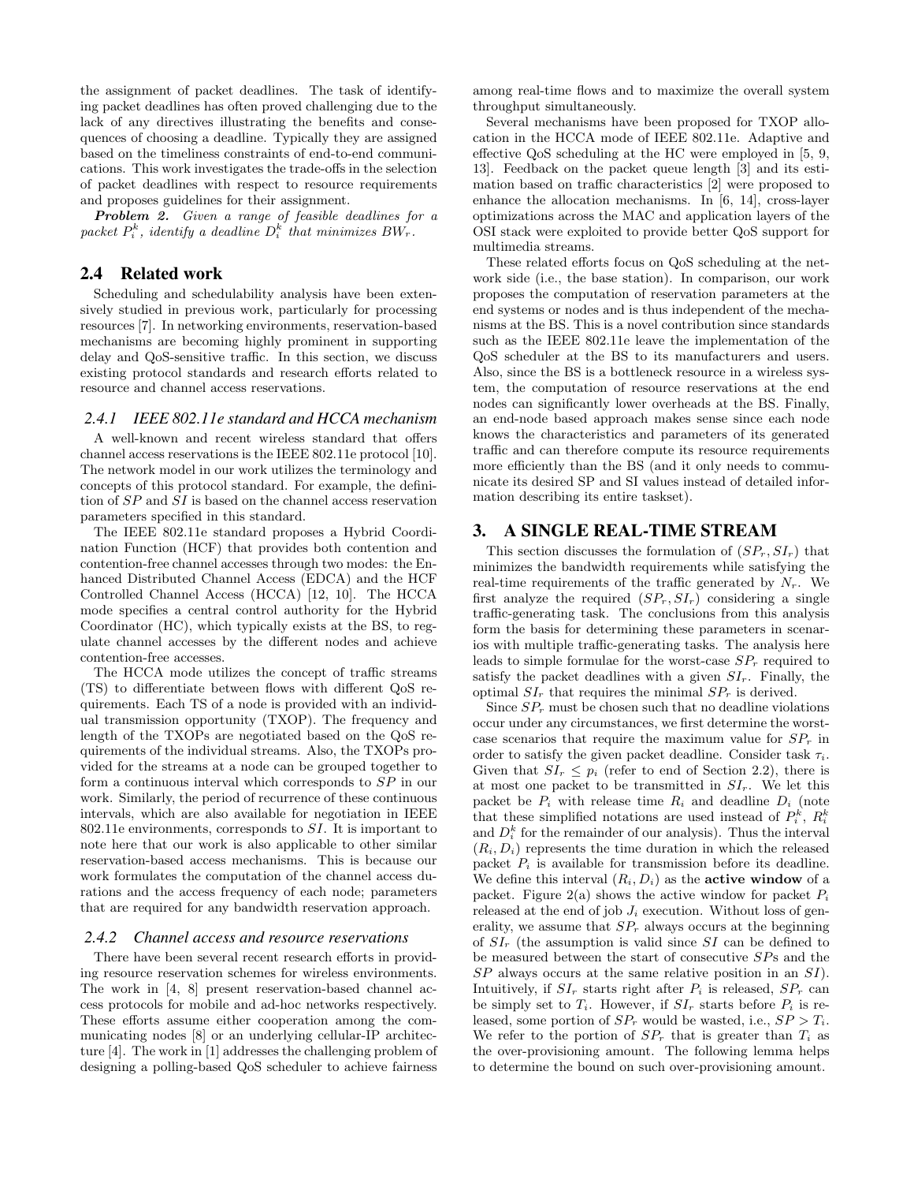the assignment of packet deadlines. The task of identifying packet deadlines has often proved challenging due to the lack of any directives illustrating the benefits and consequences of choosing a deadline. Typically they are assigned based on the timeliness constraints of end-to-end communications. This work investigates the trade-offs in the selection of packet deadlines with respect to resource requirements and proposes guidelines for their assignment.

***Problem 2.*** *Given a range of feasible deadlines for a packet $P_i^k$, identify a deadline $D_i^k$ that minimizes $BW_r$.*

## 2.4 Related work

Scheduling and schedulability analysis have been extensively studied in previous work, particularly for processing resources [7]. In networking environments, reservation-based mechanisms are becoming highly prominent in supporting delay and QoS-sensitive traffic. In this section, we discuss existing protocol standards and research efforts related to resource and channel access reservations.

### 2.4.1 IEEE 802.11e standard and HCCA mechanism

A well-known and recent wireless standard that offers channel access reservations is the IEEE 802.11e protocol [10]. The network model in our work utilizes the terminology and concepts of this protocol standard. For example, the definition of $SP$ and $SI$ is based on the channel access reservation parameters specified in this standard.

The IEEE 802.11e standard proposes a Hybrid Coordination Function (HCF) that provides both contention and contention-free channel accesses through two modes: the Enhanced Distributed Channel Access (EDCA) and the HCF Controlled Channel Access (HCCA) [12, 10]. The HCCA mode specifies a central control authority for the Hybrid Coordinator (HC), which typically exists at the BS, to regulate channel accesses by the different nodes and achieve contention-free accesses.

The HCCA mode utilizes the concept of traffic streams (TS) to differentiate between flows with different QoS requirements. Each TS of a node is provided with an individual transmission opportunity (TXOP). The frequency and length of the TXOPs are negotiated based on the QoS requirements of the individual streams. Also, the TXOPs provided for the streams at a node can be grouped together to form a continuous interval which corresponds to $SP$ in our work. Similarly, the period of recurrence of these continuous intervals, which are also available for negotiation in IEEE 802.11e environments, corresponds to $SI$. It is important to note here that our work is also applicable to other similar reservation-based access mechanisms. This is because our work formulates the computation of the channel access durations and the access frequency of each node; parameters that are required for any bandwidth reservation approach.

### 2.4.2 Channel access and resource reservations

There have been several recent research efforts in providing resource reservation schemes for wireless environments. The work in [4, 8] present reservation-based channel access protocols for mobile and ad-hoc networks respectively. These efforts assume either cooperation among the communicating nodes [8] or an underlying cellular-IP architecture [4]. The work in [1] addresses the challenging problem of designing a polling-based QoS scheduler to achieve fairness among real-time flows and to maximize the overall system throughput simultaneously.

Several mechanisms have been proposed for TXOP allocation in the HCCA mode of IEEE 802.11e. Adaptive and effective QoS scheduling at the HC were employed in [5, 9, 13]. Feedback on the packet queue length [3] and its estimation based on traffic characteristics [2] were proposed to enhance the allocation mechanisms. In [6, 14], cross-layer optimizations across the MAC and application layers of the OSI stack were exploited to provide better QoS support for multimedia streams.

These related efforts focus on QoS scheduling at the network side (i.e., the base station). In comparison, our work proposes the computation of reservation parameters at the end systems or nodes and is thus independent of the mechanisms at the BS. This is a novel contribution since standards such as the IEEE 802.11e leave the implementation of the QoS scheduler at the BS to its manufacturers and users. Also, since the BS is a bottleneck resource in a wireless system, the computation of resource reservations at the end nodes can significantly lower overheads at the BS. Finally, an end-node based approach makes sense since each node knows the characteristics and parameters of its generated traffic and can therefore compute its resource requirements more efficiently than the BS (and it only needs to communicate its desired SP and SI values instead of detailed information describing its entire taskset).

# 3. A SINGLE REAL-TIME STREAM

This section discusses the formulation of $(SP_r, SI_r)$ that minimizes the bandwidth requirements while satisfying the real-time requirements of the traffic generated by $N_r$. We first analyze the required $(SP_r, SI_r)$ considering a single traffic-generating task. The conclusions from this analysis form the basis for determining these parameters in scenarios with multiple traffic-generating tasks. The analysis here leads to simple formulae for the worst-case $SP_r$ required to satisfy the packet deadlines with a given $SI_r$. Finally, the optimal $SI_r$ that requires the minimal $SP_r$ is derived.

Since $SP_r$ must be chosen such that no deadline violations occur under any circumstances, we first determine the worst-case scenarios that require the maximum value for $SP_r$ in order to satisfy the given packet deadline. Consider task $\tau_i$. Given that $SI_r \leq p_i$ (refer to end of Section 2.2), there is at most one packet to be transmitted in $SI_r$. We let this packet be $P_i$ with release time $R_i$ and deadline $D_i$ (note that these simplified notations are used instead of $P_i^k$, $R_i^k$ and $D_i^k$ for the remainder of our analysis). Thus the interval $(R_i, D_i)$ represents the time duration in which the released packet $P_i$ is available for transmission before its deadline. We define this interval $(R_i, D_i)$ as the **active window** of a packet. Figure 2(a) shows the active window for packet $P_i$ released at the end of job $J_i$ execution. Without loss of generality, we assume that $SP_r$ always occurs at the beginning of $SI_r$ (the assumption is valid since $SI$ can be defined to be measured between the start of consecutive $SP$s and the $SP$ always occurs at the same relative position in an $SI$). Intuitively, if $SI_r$ starts right after $P_i$ is released, $SP_r$ can be simply set to $T_i$. However, if $SI_r$ starts before $P_i$ is released, some portion of $SP_r$ would be wasted, i.e., $SP > T_i$. We refer to the portion of $SP_r$ that is greater than $T_i$ as the over-provisioning amount. The following lemma helps to determine the bound on such over-provisioning amount.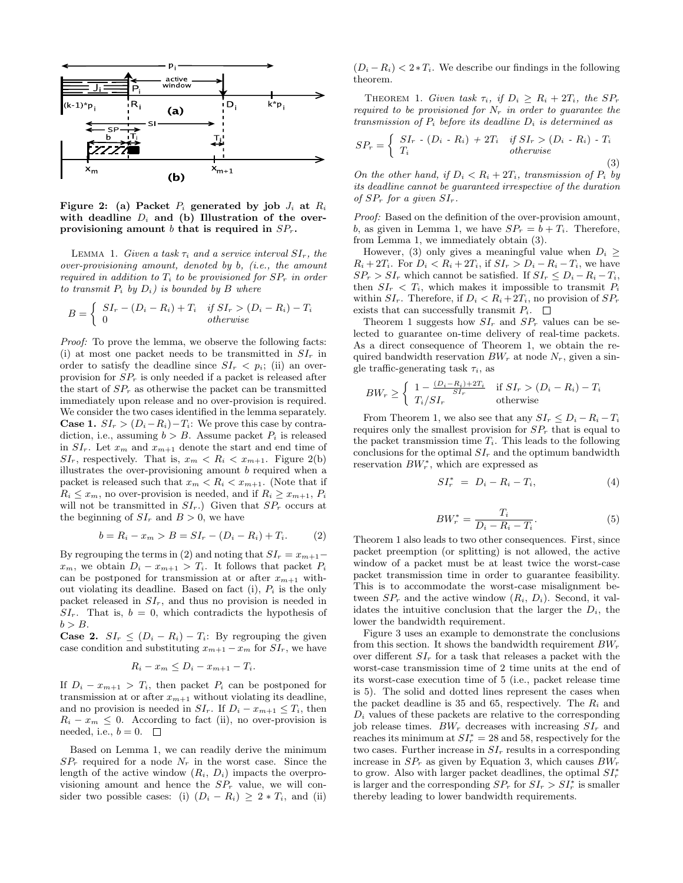**Figure 2: (a) Packet $P_i$ generated by job $J_i$ at $R_i$ with deadline $D_i$ and (b) Illustration of the over-provisioning amount $b$ that is required in $SP_r$.**

LEMMA 1. *Given a task $\tau_i$ and a service interval $SI_r$, the over-provisioning amount, denoted by b, (i.e., the amount required in addition to $T_i$ to be provisioned for $SP_r$ in order to transmit $P_i$ by $D_i$) is bounded by B where*

$$B = \begin{cases} SI_r - (D_i - R_i) + T_i & \text{if } SI_r > (D_i - R_i) - T_i \\ 0 & \text{otherwise} \end{cases}$$

*Proof:* To prove the lemma, we observe the following facts: (i) at most one packet needs to be transmitted in $SI_r$ in order to satisfy the deadline since $SI_r < p_i$; (ii) an over-provision for $SP_r$ is only needed if a packet is released after the start of $SP_r$ as otherwise the packet can be transmitted immediately upon release and no over-provision is required. We consider the two cases identified in the lemma separately.

**Case 1.** $SI_r > (D_i - R_i) - T_i$: We prove this case by contradiction, i.e., assuming $b > B$. Assume packet $P_i$ is released in $SI_r$. Let $x_m$ and $x_{m+1}$ denote the start and end time of $SI_r$, respectively. That is, $x_m < R_i < x_{m+1}$. Figure 2(b) illustrates the over-provisioning amount $b$ required when a packet is released such that $x_m < R_i < x_{m+1}$. (Note that if $R_i \leq x_m$, no over-provision is needed, and if $R_i \geq x_{m+1}$, $P_i$ will not be transmitted in $SI_r$.) Given that $SP_r$ occurs at the beginning of $SI_r$ and $B > 0$, we have

$$b = R_i - x_m > B = SI_r - (D_i - R_i) + T_i. \quad (2)$$

By regrouping the terms in (2) and noting that $SI_r = x_{m+1} - x_m$, we obtain $D_i - x_{m+1} > T_i$. It follows that packet $P_i$ can be postponed for transmission at or after $x_{m+1}$ without violating its deadline. Based on fact (i), $P_i$ is the only packet released in $SI_r$, and thus no provision is needed in $SI_r$. That is, $b = 0$, which contradicts the hypothesis of $b > B$.

**Case 2.** $SI_r \leq (D_i - R_i) - T_i$: By regrouping the given case condition and substituting $x_{m+1} - x_m$ for $SI_r$, we have

$$R_i - x_m \leq D_i - x_{m+1} - T_i.$$

If $D_i - x_{m+1} > T_i$, then packet $P_i$ can be postponed for transmission at or after $x_{m+1}$ without violating its deadline, and no provision is needed in $SI_r$. If $D_i - x_{m+1} \leq T_i$, then $R_i - x_m \leq 0$. According to fact (ii), no over-provision is needed, i.e., $b = 0$. $\square$

Based on Lemma 1, we can readily derive the minimum $SP_r$ required for a node $N_r$ in the worst case. Since the length of the active window $(R_i, D_i)$ impacts the overprovisioning amount and hence the $SP_r$ value, we will consider two possible cases: (i) $(D_i - R_i) \geq 2 * T_i$, and (ii) $(D_i - R_i) < 2 * T_i$. We describe our findings in the following theorem.

THEOREM 1. *Given task $\tau_i$, if $D_i \geq R_i + 2T_i$, the $SP_r$ required to be provisioned for $N_r$ in order to guarantee the transmission of $P_i$ before its deadline $D_i$ is determined as*

$$SP_r = \begin{cases} SI_r - (D_i - R_i) + 2T_i & \text{if } SI_r > (D_i - R_i) - T_i \\ T_i & \text{otherwise} \end{cases} \quad (3)$$

*On the other hand, if $D_i < R_i + 2T_i$, transmission of $P_i$ by its deadline cannot be guaranteed irrespective of the duration of $SP_r$ for a given $SI_r$.*

*Proof:* Based on the definition of the over-provision amount, $b$, as given in Lemma 1, we have $SP_r = b + T_i$. Therefore, from Lemma 1, we immediately obtain (3).

However, (3) only gives a meaningful value when $D_i \geq R_i + 2T_i$. For $D_i < R_i + 2T_i$, if $SI_r > D_i - R_i - T_i$, we have $SP_r > SI_r$ which cannot be satisfied. If $SI_r \leq D_i - R_i - T_i$, then $SI_r < T_i$, which makes it impossible to transmit $P_i$ within $SI_r$. Therefore, if $D_i < R_i + 2T_i$, no provision of $SP_r$ exists that can successfully transmit $P_i$. $\square$

Theorem 1 suggests how $SI_r$ and $SP_r$ values can be selected to guarantee on-time delivery of real-time packets. As a direct consequence of Theorem 1, we obtain the required bandwidth reservation $BW_r$ at node $N_r$, given a single traffic-generating task $\tau_i$, as

$$BW_r \geq \begin{cases} 1 - \frac{(D_i - R_i) + 2T_i}{SI_r} & \text{if } SI_r > (D_i - R_i) - T_i \\ T_i / SI_r & \text{otherwise} \end{cases}$$

From Theorem 1, we also see that any $SI_r \leq D_i - R_i - T_i$ requires only the smallest provision for $SP_r$ that is equal to the packet transmission time $T_i$. This leads to the following conclusions for the optimal $SI_r$ and the optimum bandwidth reservation $BW_r^*$, which are expressed as

$$SI_r^* = D_i - R_i - T_i, \quad (4)$$

$$BW_r^* = \frac{T_i}{D_i - R_i - T_i}. \quad (5)$$

Theorem 1 also leads to two other consequences. First, since packet preemption (or splitting) is not allowed, the active window of a packet must be at least twice the worst-case packet transmission time in order to guarantee feasibility. This is to accommodate the worst-case misalignment between $SP_r$ and the active window $(R_i, D_i)$. Second, it validates the intuitive conclusion that the larger the $D_i$, the lower the bandwidth requirement.

Figure 3 uses an example to demonstrate the conclusions from this section. It shows the bandwidth requirement $BW_r$ over different $SI_r$ for a task that releases a packet with the worst-case transmission time of 2 time units at the end of its worst-case execution time of 5 (i.e., packet release time is 5). The solid and dotted lines represent the cases when the packet deadline is 35 and 65, respectively. The $R_i$ and $D_i$ values of these packets are relative to the corresponding job release times. $BW_r$ decreases with increasing $SI_r$ and reaches its minimum at $SI_r^* = 28$ and 58, respectively for the two cases. Further increase in $SI_r$ results in a corresponding increase in $SP_r$ as given by Equation 3, which causes $BW_r$ to grow. Also with larger packet deadlines, the optimal $SI_r^*$ is larger and the corresponding $SP_r$ for $SI_r > SI_r^*$ is smaller thereby leading to lower bandwidth requirements.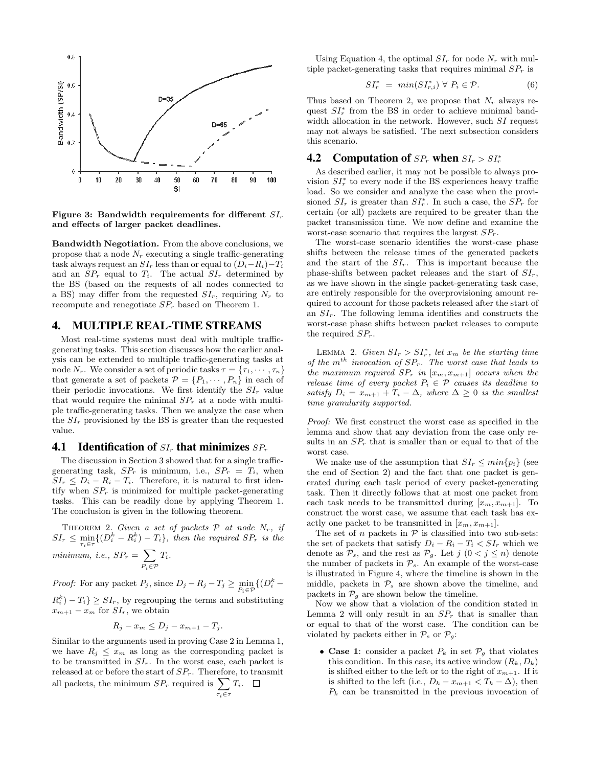Figure 3: Bandwidth requirements for different $SI_r$ and effects of larger packet deadlines.

**Bandwidth Negotiation.** From the above conclusions, we propose that a node $N_r$ executing a single traffic-generating task always request an $SI_r$ less than or equal to $(D_i - R_i) - T_i$ and an $SP_r$ equal to $T_i$. The actual $SI_r$ determined by the BS (based on the requests of all nodes connected to a BS) may differ from the requested $SI_r$, requiring $N_r$ to recompute and renegotiate $SP_r$ based on Theorem 1.

# 4. MULTIPLE REAL-TIME STREAMS

Most real-time systems must deal with multiple traffic-generating tasks. This section discusses how the earlier analysis can be extended to multiple traffic-generating tasks at node $N_r$. We consider a set of periodic tasks $\tau = \{\tau_1, \cdots, \tau_n\}$ that generate a set of packets $\mathcal{P} = \{P_1, \cdots, P_n\}$ in each of their periodic invocations. We first identify the $SI_r$ value that would require the minimal $SP_r$ at a node with multiple traffic-generating tasks. Then we analyze the case when the $SI_r$ provisioned by the BS is greater than the requested value.

## 4.1 Identification of $SI_r$ that minimizes $SP_r$

The discussion in Section 3 showed that for a single traffic-generating task, $SP_r$ is minimum, i.e., $SP_r = T_i$, when $SI_r \leq D_i - R_i - T_i$. Therefore, it is natural to first identify when $SP_r$ is minimized for multiple packet-generating tasks. This can be readily done by applying Theorem 1. The conclusion is given in the following theorem.

THEOREM 2. *Given a set of packets $\mathcal{P}$ at node $N_r$, if $SI_r \leq \min_{\tau_i \in \tau}\{(D_i^k - R_i^k) - T_i\}$, then the required $SP_r$ is the minimum, i.e., $SP_r = \sum_{P_i \in \mathcal{P}} T_i$.*

*Proof:* For any packet $P_j$, since $D_j - R_j - T_j \geq \min_{P_i \in \mathcal{P}}\{(D_i^k - R_i^k) - T_i\} \geq SI_r$, by regrouping the terms and substituting $x_{m+1} - x_m$ for $SI_r$, we obtain

$$R_j - x_m \leq D_j - x_{m+1} - T_j.$$

Similar to the arguments used in proving Case 2 in Lemma 1, we have $R_j \leq x_m$ as long as the corresponding packet is to be transmitted in $SI_r$. In the worst case, each packet is released at or before the start of $SP_r$. Therefore, to transmit all packets, the minimum $SP_r$ required is $\sum_{\tau_i \in \tau} T_i$. $\square$

Using Equation 4, the optimal $SI_r$ for node $N_r$ with multiple packet-generating tasks that requires minimal $SP_r$ is

$$SI_r^* = min(SI_{r,i}^*) \; \forall \; P_i \in \mathcal{P}. \quad (6)$$

Thus based on Theorem 2, we propose that $N_r$ always request $SI_r^*$ from the BS in order to achieve minimal bandwidth allocation in the network. However, such $SI$ request may not always be satisfied. The next subsection considers this scenario.

## 4.2 Computation of $SP_r$ when $SI_r > SI_r^*$

As described earlier, it may not be possible to always provision $SI_r^*$ to every node if the BS experiences heavy traffic load. So we consider and analyze the case when the provisioned $SI_r$ is greater than $SI_r^*$. In such a case, the $SP_r$ for certain (or all) packets are required to be greater than the packet transmission time. We now define and examine the worst-case scenario that requires the largest $SP_r$.

The worst-case scenario identifies the worst-case phase shifts between the release times of the generated packets and the start of the $SI_r$. This is important because the phase-shifts between packet releases and the start of $SI_r$, as we have shown in the single packet-generating task case, are entirely responsible for the overprovisioning amount required to account for those packets released after the start of an $SI_r$. The following lemma identifies and constructs the worst-case phase shifts between packet releases to compute the required $SP_r$.

LEMMA 2. *Given $SI_r > SI_r^*$, let $x_m$ be the starting time of the $m^{th}$ invocation of $SP_r$. The worst case that leads to the maximum required $SP_r$ in $[x_m, x_{m+1}]$ occurs when the release time of every packet $P_i \in \mathcal{P}$ causes its deadline to satisfy $D_i = x_{m+1} + T_i - \Delta$, where $\Delta \geq 0$ is the smallest time granularity supported.*

*Proof:* We first construct the worst case as specified in the lemma and show that any deviation from the case only results in an $SP_r$ that is smaller than or equal to that of the worst case.

We make use of the assumption that $SI_r \leq min\{p_i\}$ (see the end of Section 2) and the fact that one packet is generated during each task period of every packet-generating task. Then it directly follows that at most one packet from each task needs to be transmitted during $[x_m, x_{m+1}]$. To construct the worst case, we assume that each task has exactly one packet to be transmitted in $[x_m, x_{m+1}]$.

The set of $n$ packets in $\mathcal{P}$ is classified into two sub-sets: the set of packets that satisfy $D_i - R_i - T_i < SI_r$ which we denote as $\mathcal{P}_s$, and the rest as $\mathcal{P}_g$. Let $j$ $(0 < j \leq n)$ denote the number of packets in $\mathcal{P}_s$. An example of the worst-case is illustrated in Figure 4, where the timeline is shown in the middle, packets in $\mathcal{P}_s$ are shown above the timeline, and packets in $\mathcal{P}_g$ are shown below the timeline.

Now we show that a violation of the condition stated in Lemma 2 will only result in an $SP_r$ that is smaller than or equal to that of the worst case. The condition can be violated by packets either in $\mathcal{P}_s$ or $\mathcal{P}_g$:

- **Case 1**: consider a packet $P_k$ in set $\mathcal{P}_g$ that violates this condition. In this case, its active window $(R_k, D_k)$ is shifted either to the left or to the right of $x_{m+1}$. If it is shifted to the left (i.e., $D_k - x_{m+1} < T_k - \Delta$), then $P_k$ can be transmitted in the previous invocation of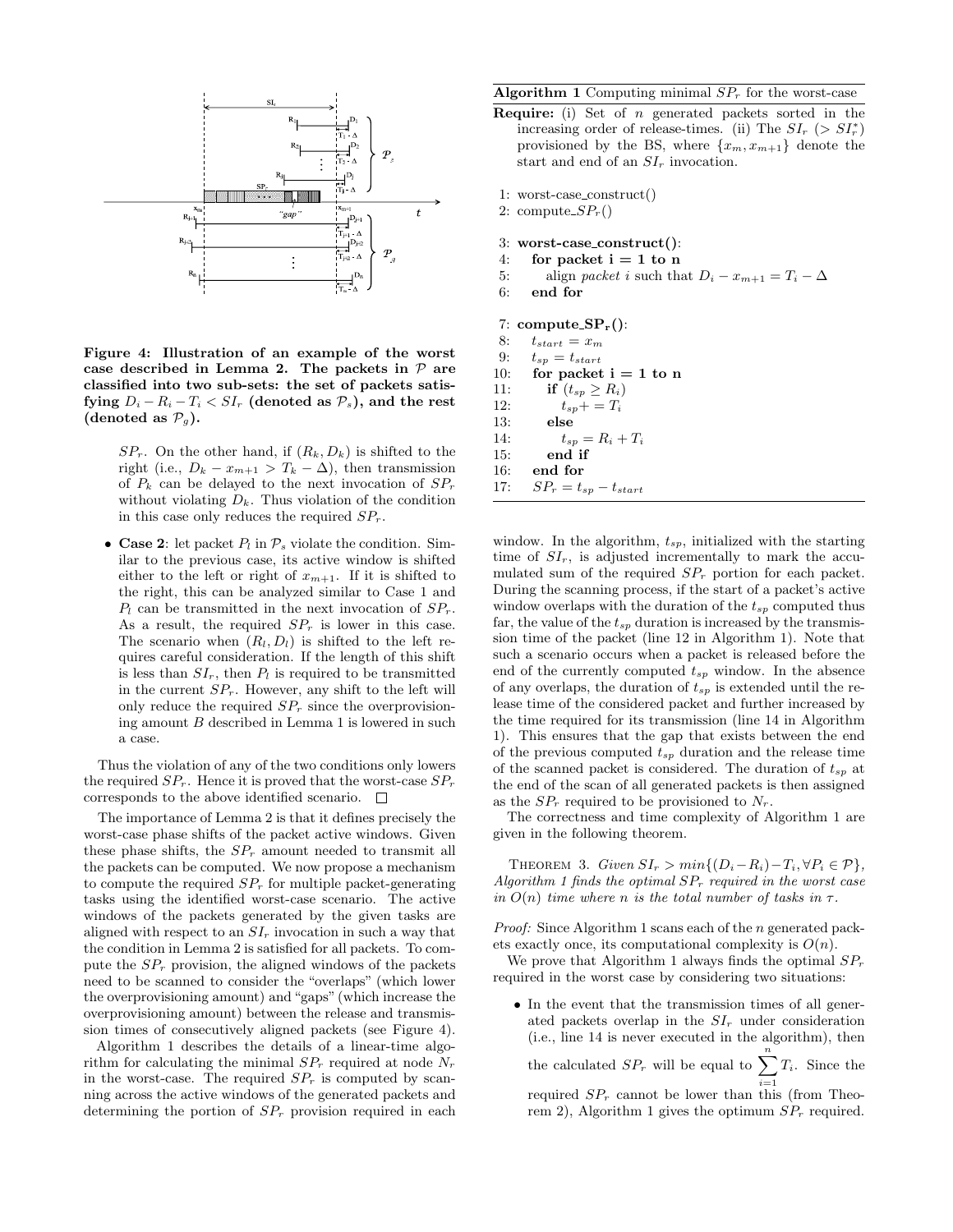Figure 4: Illustration of an example of the worst case described in Lemma 2. The packets in $\mathcal{P}$ are classified into two sub-sets: the set of packets satisfying $D_i - R_i - T_i < SI_r$ (denoted as $\mathcal{P}_s$), and the rest (denoted as $\mathcal{P}_g$).

$SP_r$. On the other hand, if $(R_k, D_k)$ is shifted to the right (i.e., $D_k - x_{m+1} > T_k - \Delta$), then transmission of $P_k$ can be delayed to the next invocation of $SP_r$ without violating $D_k$. Thus violation of the condition in this case only reduces the required $SP_r$.

- **Case 2**: let packet $P_l$ in $\mathcal{P}_s$ violate the condition. Similar to the previous case, its active window is shifted either to the left or right of $x_{m+1}$. If it is shifted to the right, this can be analyzed similar to Case 1 and $P_l$ can be transmitted in the next invocation of $SP_r$. As a result, the required $SP_r$ is lower in this case. The scenario when $(R_l, D_l)$ is shifted to the left requires careful consideration. If the length of this shift is less than $SI_r$, then $P_l$ is required to be transmitted in the current $SP_r$. However, any shift to the left will only reduce the required $SP_r$ since the overprovisioning amount $B$ described in Lemma 1 is lowered in such a case.

Thus the violation of any of the two conditions only lowers the required $SP_r$. Hence it is proved that the worst-case $SP_r$ corresponds to the above identified scenario. □

The importance of Lemma 2 is that it defines precisely the worst-case phase shifts of the packet active windows. Given these phase shifts, the $SP_r$ amount needed to transmit all the packets can be computed. We now propose a mechanism to compute the required $SP_r$ for multiple packet-generating tasks using the identified worst-case scenario. The active windows of the packets generated by the given tasks are aligned with respect to an $SI_r$ invocation in such a way that the condition in Lemma 2 is satisfied for all packets. To compute the $SP_r$ provision, the aligned windows of the packets need to be scanned to consider the "overlaps" (which lower the overprovisioning amount) and "gaps" (which increase the overprovisioning amount) between the release and transmission times of consecutively aligned packets (see Figure 4).

Algorithm 1 describes the details of a linear-time algorithm for calculating the minimal $SP_r$ required at node $N_r$ in the worst-case. The required $SP_r$ is computed by scanning across the active windows of the generated packets and determining the portion of $SP_r$ provision required in each

**Algorithm 1** Computing minimal $SP_r$ for the worst-case

**Require:** (i) Set of $n$ generated packets sorted in the increasing order of release-times. (ii) The $SI_r$ ($> SI_r^*$) provisioned by the BS, where $\{x_m, x_{m+1}\}$ denote the start and end of an $SI_r$ invocation.

```
 1: worst-case_construct()
 2: compute_SP_r()

 3: worst-case_construct():
 4:   for packet i = 1 to n
 5:     align packet i such that D_i − x_{m+1} = T_i − Δ
 6:   end for

 7: compute_SP_r():
 8:   t_start = x_m
 9:   t_sp = t_start
10:   for packet i = 1 to n
11:     if (t_sp ≥ R_i)
12:       t_sp += T_i
13:     else
14:       t_sp = R_i + T_i
15:     end if
16:   end for
17:   SP_r = t_sp − t_start
```

window. In the algorithm, $t_{sp}$, initialized with the starting time of $SI_r$, is adjusted incrementally to mark the accumulated sum of the required $SP_r$ portion for each packet. During the scanning process, if the start of a packet's active window overlaps with the duration of the $t_{sp}$ computed thus far, the value of the $t_{sp}$ duration is increased by the transmission time of the packet (line 12 in Algorithm 1). Note that such a scenario occurs when a packet is released before the end of the currently computed $t_{sp}$ window. In the absence of any overlaps, the duration of $t_{sp}$ is extended until the release time of the considered packet and further increased by the time required for its transmission (line 14 in Algorithm 1). This ensures that the gap that exists between the end of the previous computed $t_{sp}$ duration and the release time of the scanned packet is considered. The duration of $t_{sp}$ at the end of the scan of all generated packets is then assigned as the $SP_r$ required to be provisioned to $N_r$.

The correctness and time complexity of Algorithm 1 are given in the following theorem.

Theorem 3. *Given $SI_r > min\{(D_i - R_i) - T_i, \forall P_i \in \mathcal{P}\}$, Algorithm 1 finds the optimal $SP_r$ required in the worst case in $O(n)$ time where $n$ is the total number of tasks in $\tau$.*

*Proof:* Since Algorithm 1 scans each of the $n$ generated packets exactly once, its computational complexity is $O(n)$.

We prove that Algorithm 1 always finds the optimal $SP_r$ required in the worst case by considering two situations:

- In the event that the transmission times of all generated packets overlap in the $SI_r$ under consideration (i.e., line 14 is never executed in the algorithm), then the calculated $SP_r$ will be equal to $\sum_{i=1}^{n} T_i$. Since the required $SP_r$ cannot be lower than this (from Theorem 2), Algorithm 1 gives the optimum $SP_r$ required.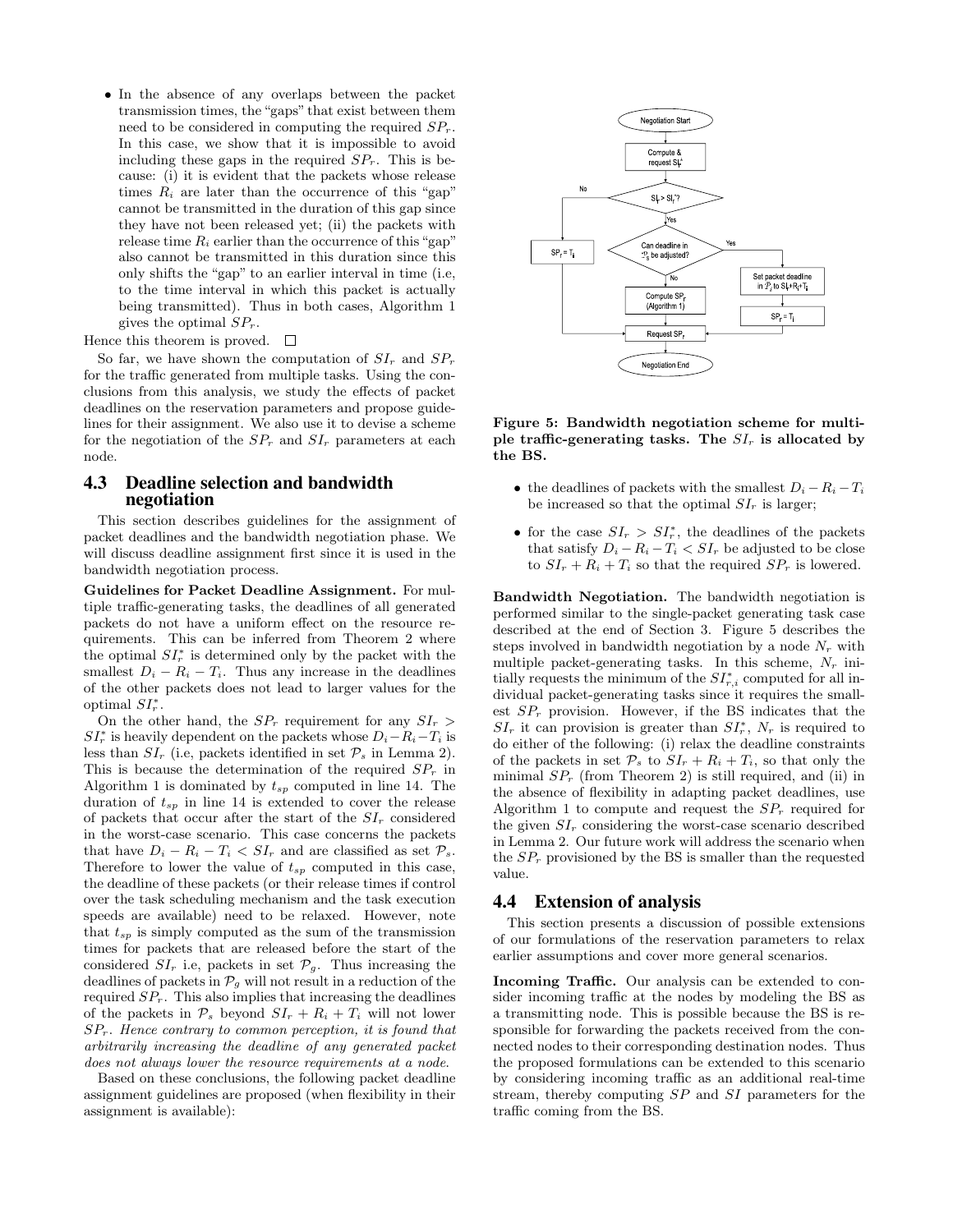- In the absence of any overlaps between the packet transmission times, the "gaps" that exist between them need to be considered in computing the required $SP_r$. In this case, we show that it is impossible to avoid including these gaps in the required $SP_r$. This is because: (i) it is evident that the packets whose release times $R_i$ are later than the occurrence of this "gap" cannot be transmitted in the duration of this gap since they have not been released yet; (ii) the packets with release time $R_i$ earlier than the occurrence of this "gap" also cannot be transmitted in this duration since this only shifts the "gap" to an earlier interval in time (i.e, to the time interval in which this packet is actually being transmitted). Thus in both cases, Algorithm 1 gives the optimal $SP_r$.

Hence this theorem is proved. □

So far, we have shown the computation of $SI_r$ and $SP_r$ for the traffic generated from multiple tasks. Using the conclusions from this analysis, we study the effects of packet deadlines on the reservation parameters and propose guidelines for their assignment. We also use it to devise a scheme for the negotiation of the $SP_r$ and $SI_r$ parameters at each node.

## 4.3 Deadline selection and bandwidth negotiation

This section describes guidelines for the assignment of packet deadlines and the bandwidth negotiation phase. We will discuss deadline assignment first since it is used in the bandwidth negotiation process.

**Guidelines for Packet Deadline Assignment.** For multiple traffic-generating tasks, the deadlines of all generated packets do not have a uniform effect on the resource requirements. This can be inferred from Theorem 2 where the optimal $SI_r^*$ is determined only by the packet with the smallest $D_i - R_i - T_i$. Thus any increase in the deadlines of the other packets does not lead to larger values for the optimal $SI_r^*$.

On the other hand, the $SP_r$ requirement for any $SI_r > SI_r^*$ is heavily dependent on the packets whose $D_i - R_i - T_i$ is less than $SI_r$ (i.e, packets identified in set $\mathcal{P}_s$ in Lemma 2). This is because the determination of the required $SP_r$ in Algorithm 1 is dominated by $t_{sp}$ computed in line 14. The duration of $t_{sp}$ in line 14 is extended to cover the release of packets that occur after the start of the $SI_r$ considered in the worst-case scenario. This case concerns the packets that have $D_i - R_i - T_i < SI_r$ and are classified as set $\mathcal{P}_s$. Therefore to lower the value of $t_{sp}$ computed in this case, the deadline of these packets (or their release times if control over the task scheduling mechanism and the task execution speeds are available) need to be relaxed. However, note that $t_{sp}$ is simply computed as the sum of the transmission times for packets that are released before the start of the considered $SI_r$ i.e, packets in set $\mathcal{P}_g$. Thus increasing the deadlines of packets in $\mathcal{P}_g$ will not result in a reduction of the required $SP_r$. This also implies that increasing the deadlines of the packets in $\mathcal{P}_s$ beyond $SI_r + R_i + T_i$ will not lower $SP_r$. *Hence contrary to common perception, it is found that arbitrarily increasing the deadline of any generated packet does not always lower the resource requirements at a node.*

Based on these conclusions, the following packet deadline assignment guidelines are proposed (when flexibility in their assignment is available):

**Figure 5: Bandwidth negotiation scheme for multiple traffic-generating tasks. The $SI_r$ is allocated by the BS.**

- the deadlines of packets with the smallest $D_i - R_i - T_i$ be increased so that the optimal $SI_r$ is larger;
- for the case $SI_r > SI_r^*$, the deadlines of the packets that satisfy $D_i - R_i - T_i < SI_r$ be adjusted to be close to $SI_r + R_i + T_i$ so that the required $SP_r$ is lowered.

**Bandwidth Negotiation.** The bandwidth negotiation is performed similar to the single-packet generating task case described at the end of Section 3. Figure 5 describes the steps involved in bandwidth negotiation by a node $N_r$ with multiple packet-generating tasks. In this scheme, $N_r$ initially requests the minimum of the $SI_{r,i}^*$ computed for all individual packet-generating tasks since it requires the smallest $SP_r$ provision. However, if the BS indicates that the $SI_r$ it can provision is greater than $SI_r^*$, $N_r$ is required to do either of the following: (i) relax the deadline constraints of the packets in set $\mathcal{P}_s$ to $SI_r + R_i + T_i$, so that only the minimal $SP_r$ (from Theorem 2) is still required, and (ii) in the absence of flexibility in adapting packet deadlines, use Algorithm 1 to compute and request the $SP_r$ required for the given $SI_r$ considering the worst-case scenario described in Lemma 2. Our future work will address the scenario when the $SP_r$ provisioned by the BS is smaller than the requested value.

## 4.4 Extension of analysis

This section presents a discussion of possible extensions of our formulations of the reservation parameters to relax earlier assumptions and cover more general scenarios.

**Incoming Traffic.** Our analysis can be extended to consider incoming traffic at the nodes by modeling the BS as a transmitting node. This is possible because the BS is responsible for forwarding the packets received from the connected nodes to their corresponding destination nodes. Thus the proposed formulations can be extended to this scenario by considering incoming traffic as an additional real-time stream, thereby computing $SP$ and $SI$ parameters for the traffic coming from the BS.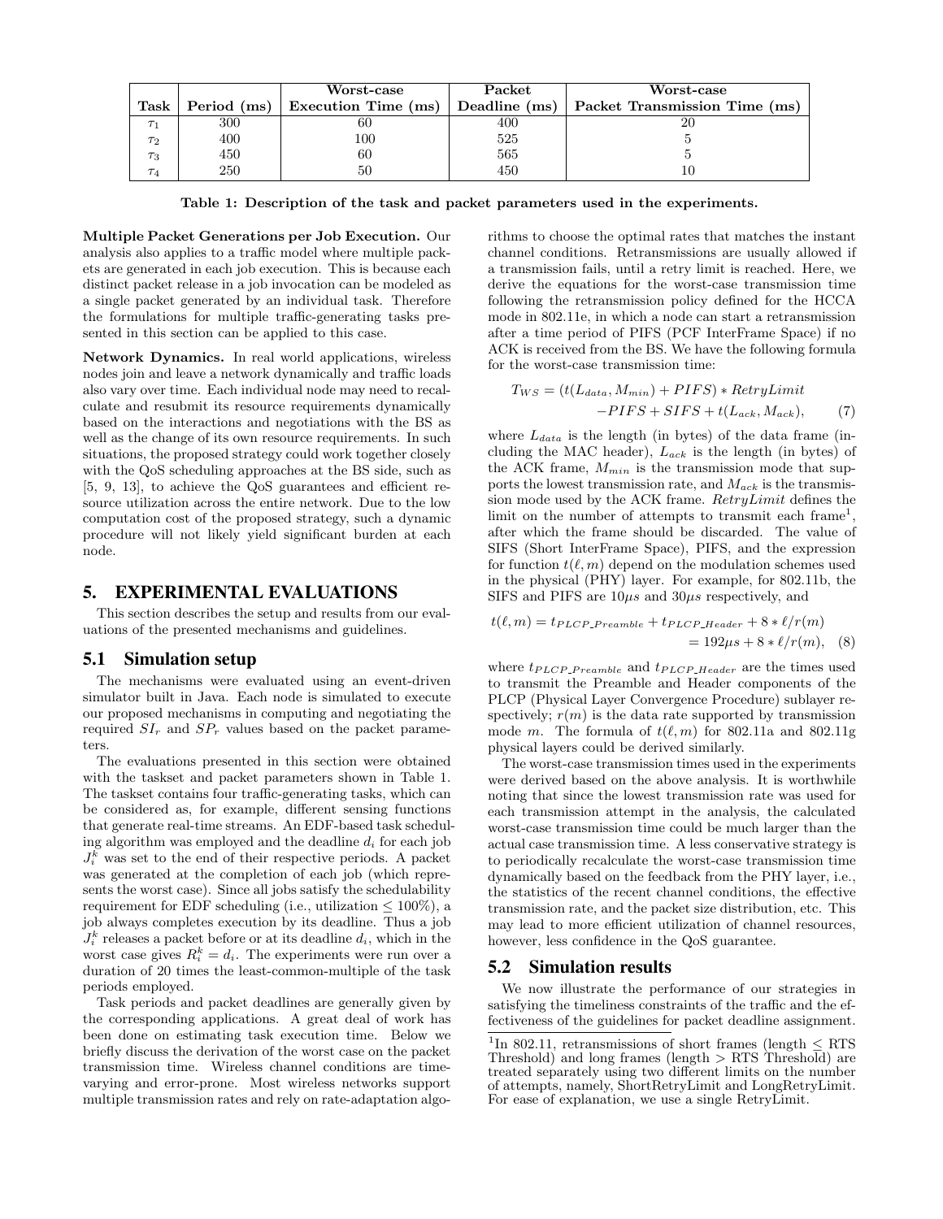| Task | Period (ms) | Worst-case Execution Time (ms) | Packet Deadline (ms) | Worst-case Packet Transmission Time (ms) |
|---|---|---|---|---|
| $\tau_1$ | 300 | 60 | 400 | 20 |
| $\tau_2$ | 400 | 100 | 525 | 5 |
| $\tau_3$ | 450 | 60 | 565 | 5 |
| $\tau_4$ | 250 | 50 | 450 | 10 |

**Table 1: Description of the task and packet parameters used in the experiments.**

**Multiple Packet Generations per Job Execution.** Our analysis also applies to a traffic model where multiple packets are generated in each job execution. This is because each distinct packet release in a job invocation can be modeled as a single packet generated by an individual task. Therefore the formulations for multiple traffic-generating tasks presented in this section can be applied to this case.

**Network Dynamics.** In real world applications, wireless nodes join and leave a network dynamically and traffic loads also vary over time. Each individual node may need to recalculate and resubmit its resource requirements dynamically based on the interactions and negotiations with the BS as well as the change of its own resource requirements. In such situations, the proposed strategy could work together closely with the QoS scheduling approaches at the BS side, such as [5, 9, 13], to achieve the QoS guarantees and efficient resource utilization across the entire network. Due to the low computation cost of the proposed strategy, such a dynamic procedure will not likely yield significant burden at each node.

# 5. EXPERIMENTAL EVALUATIONS

This section describes the setup and results from our evaluations of the presented mechanisms and guidelines.

## 5.1 Simulation setup

The mechanisms were evaluated using an event-driven simulator built in Java. Each node is simulated to execute our proposed mechanisms in computing and negotiating the required $SI_r$ and $SP_r$ values based on the packet parameters.

The evaluations presented in this section were obtained with the taskset and packet parameters shown in Table 1. The taskset contains four traffic-generating tasks, which can be considered as, for example, different sensing functions that generate real-time streams. An EDF-based task scheduling algorithm was employed and the deadline $d_i$ for each job $J_i^k$ was set to the end of their respective periods. A packet was generated at the completion of each job (which represents the worst case). Since all jobs satisfy the schedulability requirement for EDF scheduling (i.e., utilization $\leq 100\%$), a job always completes execution by its deadline. Thus a job $J_i^k$ releases a packet before or at its deadline $d_i$, which in the worst case gives $R_i^k = d_i$. The experiments were run over a duration of 20 times the least-common-multiple of the task periods employed.

Task periods and packet deadlines are generally given by the corresponding applications. A great deal of work has been done on estimating task execution time. Below we briefly discuss the derivation of the worst case on the packet transmission time. Wireless channel conditions are time-varying and error-prone. Most wireless networks support multiple transmission rates and rely on rate-adaptation algorithms to choose the optimal rates that matches the instant channel conditions. Retransmissions are usually allowed if a transmission fails, until a retry limit is reached. Here, we derive the equations for the worst-case transmission time following the retransmission policy defined for the HCCA mode in 802.11e, in which a node can start a retransmission after a time period of PIFS (PCF InterFrame Space) if no ACK is received from the BS. We have the following formula for the worst-case transmission time:

$$T_{WS} = (t(L_{data}, M_{min}) + PIFS) * RetryLimit \\ -PIFS + SIFS + t(L_{ack}, M_{ack}), \quad (7)$$

where $L_{data}$ is the length (in bytes) of the data frame (including the MAC header), $L_{ack}$ is the length (in bytes) of the ACK frame, $M_{min}$ is the transmission mode that supports the lowest transmission rate, and $M_{ack}$ is the transmission mode used by the ACK frame. $RetryLimit$ defines the limit on the number of attempts to transmit each frame[1], after which the frame should be discarded. The value of SIFS (Short InterFrame Space), PIFS, and the expression for function $t(\ell, m)$ depend on the modulation schemes used in the physical (PHY) layer. For example, for 802.11b, the SIFS and PIFS are $10\mu s$ and $30\mu s$ respectively, and

$$t(\ell, m) = t_{PLCP\_Preamble} + t_{PLCP\_Header} + 8 * \ell / r(m) \\ = 192\mu s + 8 * \ell / r(m), \quad (8)$$

where $t_{PLCP\_Preamble}$ and $t_{PLCP\_Header}$ are the times used to transmit the Preamble and Header components of the PLCP (Physical Layer Convergence Procedure) sublayer respectively; $r(m)$ is the data rate supported by transmission mode $m$. The formula of $t(\ell, m)$ for 802.11a and 802.11g physical layers could be derived similarly.

The worst-case transmission times used in the experiments were derived based on the above analysis. It is worthwhile noting that since the lowest transmission rate was used for each transmission attempt in the analysis, the calculated worst-case transmission time could be much larger than the actual case transmission time. A less conservative strategy is to periodically recalculate the worst-case transmission time dynamically based on the feedback from the PHY layer, i.e., the statistics of the recent channel conditions, the effective transmission rate, and the packet size distribution, etc. This may lead to more efficient utilization of channel resources, however, less confidence in the QoS guarantee.

## 5.2 Simulation results

We now illustrate the performance of our strategies in satisfying the timeliness constraints of the traffic and the effectiveness of the guidelines for packet deadline assignment.

[1] In 802.11, retransmissions of short frames (length $\leq$ RTS Threshold) and long frames (length $>$ RTS Threshold) are treated separately using two different limits on the number of attempts, namely, ShortRetryLimit and LongRetryLimit. For ease of explanation, we use a single RetryLimit.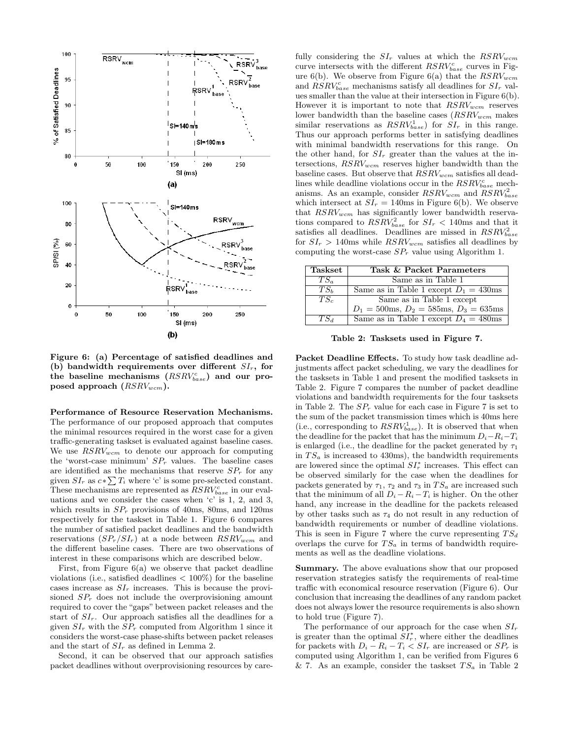Figure 6: (a) Percentage of satisfied deadlines and (b) bandwidth requirements over different $SI_r$, for the baseline mechanisms ($RSRV^c_{base}$) and our proposed approach ($RSRV_{wcm}$).

**Performance of Resource Reservation Mechanisms.** The performance of our proposed approach that computes the minimal resources required in the worst case for a given traffic-generating taskset is evaluated against baseline cases. We use $RSRV_{wcm}$ to denote our approach for computing the 'worst-case minimum' $SP_r$ values. The baseline cases are identified as the mechanisms that reserve $SP_r$ for any given $SI_r$ as $c * \sum T_i$ where 'c' is some pre-selected constant. These mechanisms are represented as $RSRV^c_{base}$ in our evaluations and we consider the cases when 'c' is 1, 2, and 3, which results in $SP_r$ provisions of 40ms, 80ms, and 120ms respectively for the taskset in Table 1. Figure 6 compares the number of satisfied packet deadlines and the bandwidth reservations ($SP_r/SI_r$) at a node between $RSRV_{wcm}$ and the different baseline cases. There are two observations of interest in these comparisons which are described below.

First, from Figure 6(a) we observe that packet deadline violations (i.e., satisfied deadlines < 100%) for the baseline cases increase as $SI_r$ increases. This is because the provisioned $SP_r$ does not include the overprovisioning amount required to cover the "gaps" between packet releases and the start of $SI_r$. Our approach satisfies all the deadlines for a given $SI_r$ with the $SP_r$ computed from Algorithm 1 since it considers the worst-case phase-shifts between packet releases and the start of $SI_r$ as defined in Lemma 2.

Second, it can be observed that our approach satisfies packet deadlines without overprovisioning resources by carefully considering the $SI_r$ values at which the $RSRV_{wcm}$ curve intersects with the different $RSRV^c_{base}$ curves in Figure 6(b). We observe from Figure 6(a) that the $RSRV_{wcm}$ and $RSRV^c_{base}$ mechanisms satisfy all deadlines for $SI_r$ values smaller than the value at their intersection in Figure 6(b). However it is important to note that $RSRV_{wcm}$ reserves lower bandwidth than the baseline cases ($RSRV_{wcm}$ makes similar reservations as $RSRV^1_{base}$) for $SI_r$ in this range. Thus our approach performs better in satisfying deadlines with minimal bandwidth reservations for this range. On the other hand, for $SI_r$ greater than the values at the intersections, $RSRV_{wcm}$ reserves higher bandwidth than the baseline cases. But observe that $RSRV_{wcm}$ satisfies all deadlines while deadline violations occur in the $RSRV^c_{base}$ mechanisms. As an example, consider $RSRV_{wcm}$ and $RSRV^2_{base}$ which intersect at $SI_r$ = 140ms in Figure 6(b). We observe that $RSRV_{wcm}$ has significantly lower bandwidth reservations compared to $RSRV^2_{base}$ for $SI_r$ < 140ms and that it satisfies all deadlines. Deadlines are missed in $RSRV^2_{base}$ for $SI_r$ > 140ms while $RSRV_{wcm}$ satisfies all deadlines by computing the worst-case $SP_r$ value using Algorithm 1.

| Taskset | Task & Packet Parameters |
|---|---|
| $TS_a$ | Same as in Table 1 |
| $TS_b$ | Same as in Table 1 except $D_1$ = 430ms |
| $TS_c$ | Same as in Table 1 except $D_1$ = 500ms, $D_2$ = 585ms, $D_3$ = 635ms |
| $TS_d$ | Same as in Table 1 except $D_4$ = 480ms |

**Table 2: Tasksets used in Figure 7.**

**Packet Deadline Effects.** To study how task deadline adjustments affect packet scheduling, we vary the deadlines for the tasksets in Table 1 and present the modified tasksets in Table 2. Figure 7 compares the number of packet deadline violations and bandwidth requirements for the four tasksets in Table 2. The $SP_r$ value for each case in Figure 7 is set to the sum of the packet transmission times which is 40ms here (i.e., corresponding to $RSRV^1_{base}$). It is observed that when the deadline for the packet that has the minimum $D_i - R_i - T_i$ is enlarged (i.e., the deadline for the packet generated by $\tau_1$ in $TS_a$ is increased to 430ms), the bandwidth requirements are lowered since the optimal $SI^*_r$ increases. This effect can be observed similarly for the case when the deadlines for packets generated by $\tau_1$, $\tau_2$ and $\tau_3$ in $TS_a$ are increased such that the minimum of all $D_i - R_i - T_i$ is higher. On the other hand, any increase in the deadline for the packets released by other tasks such as $\tau_4$ do not result in any reduction of bandwidth requirements or number of deadline violations. This is seen in Figure 7 where the curve representing $TS_d$ overlaps the curve for $TS_a$ in terms of bandwidth requirements as well as the deadline violations.

**Summary.** The above evaluations show that our proposed reservation strategies satisfy the requirements of real-time traffic with economical resource reservation (Figure 6). Our conclusion that increasing the deadlines of any random packet does not always lower the resource requirements is also shown to hold true (Figure 7).

The performance of our approach for the case when $SI_r$ is greater than the optimal $SI^*_r$, where either the deadlines for packets with $D_i - R_i - T_i < SI_r$ are increased or $SP_r$ is computed using Algorithm 1, can be verified from Figures 6 & 7. As an example, consider the taskset $TS_a$ in Table 2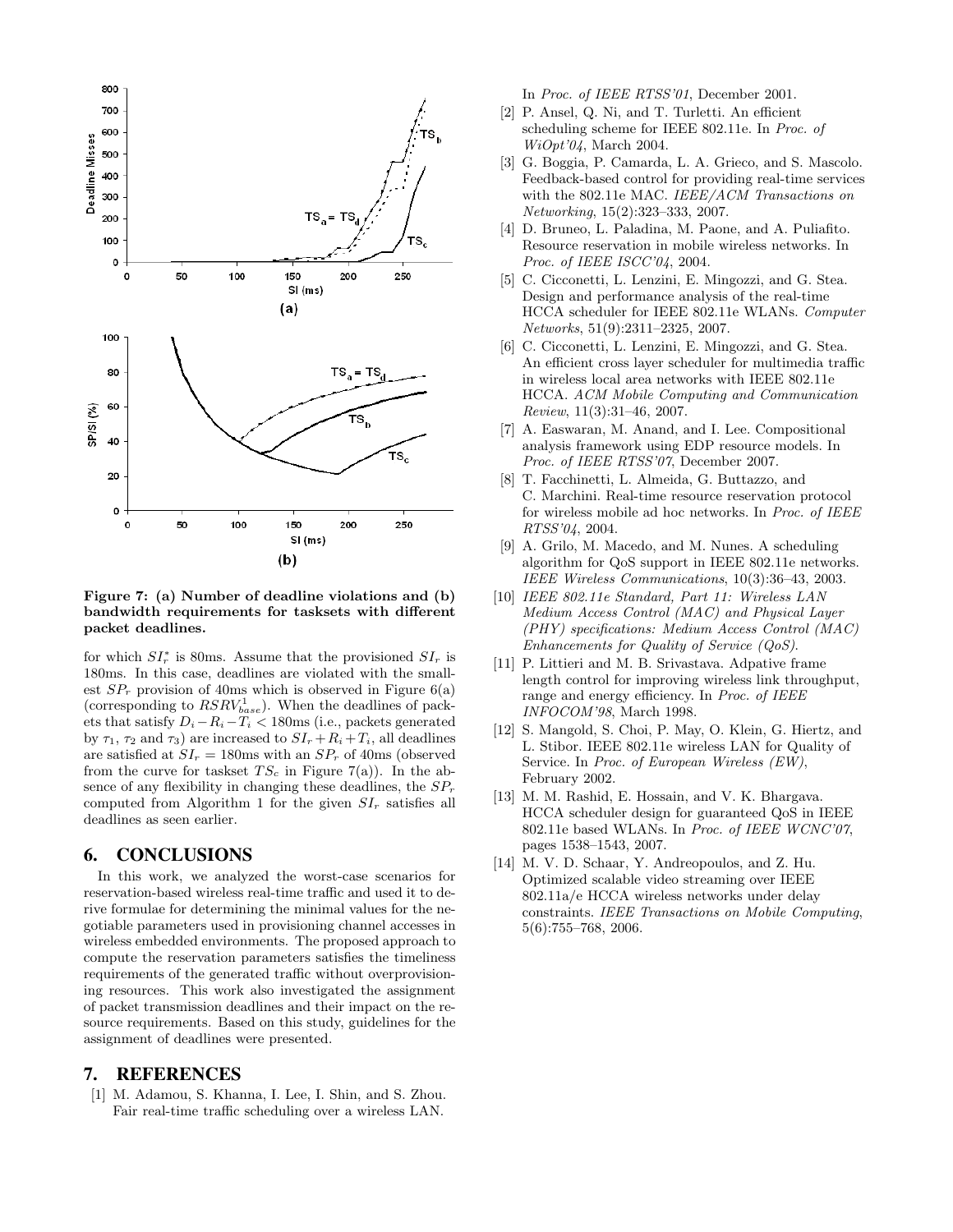800
700
600
500
400
300
200
100
0
Deadline Misses
0 50 100 150 200 250
SI (ms)
$TS_b$
$TS_a = TS_d$
$TS_c$
(a)

100
80
60
40
20
0
SP/SI (%)
0 50 100 150 200 250
SI (ms)
$TS_a = TS_d$
$TS_b$
$TS_c$
(b)

**Figure 7: (a) Number of deadline violations and (b) bandwidth requirements for tasksets with different packet deadlines.**

for which $SI_r^*$ is 80ms. Assume that the provisioned $SI_r$ is 180ms. In this case, deadlines are violated with the smallest $SP_r$ provision of 40ms which is observed in Figure 6(a) (corresponding to $RSRV_{base}^1$). When the deadlines of packets that satisfy $D_i - R_i - T_i < 180$ms (i.e., packets generated by $\tau_1$, $\tau_2$ and $\tau_3$) are increased to $SI_r + R_i + T_i$, all deadlines are satisfied at $SI_r = 180$ms with an $SP_r$ of 40ms (observed from the curve for taskset $TS_c$ in Figure 7(a)). In the absence of any flexibility in changing these deadlines, the $SP_r$ computed from Algorithm 1 for the given $SI_r$ satisfies all deadlines as seen earlier.

## 6. CONCLUSIONS

In this work, we analyzed the worst-case scenarios for reservation-based wireless real-time traffic and used it to derive formulae for determining the minimal values for the negotiable parameters used in provisioning channel accesses in wireless embedded environments. The proposed approach to compute the reservation parameters satisfies the timeliness requirements of the generated traffic without overprovisioning resources. This work also investigated the assignment of packet transmission deadlines and their impact on the resource requirements. Based on this study, guidelines for the assignment of deadlines were presented.

## 7. REFERENCES

[1] M. Adamou, S. Khanna, I. Lee, I. Shin, and S. Zhou. Fair real-time traffic scheduling over a wireless LAN. In *Proc. of IEEE RTSS'01*, December 2001.

[2] P. Ansel, Q. Ni, and T. Turletti. An efficient scheduling scheme for IEEE 802.11e. In *Proc. of WiOpt'04*, March 2004.

[3] G. Boggia, P. Camarda, L. A. Grieco, and S. Mascolo. Feedback-based control for providing real-time services with the 802.11e MAC. *IEEE/ACM Transactions on Networking*, 15(2):323–333, 2007.

[4] D. Bruneo, L. Paladina, M. Paone, and A. Puliafito. Resource reservation in mobile wireless networks. In *Proc. of IEEE ISCC'04*, 2004.

[5] C. Cicconetti, L. Lenzini, E. Mingozzi, and G. Stea. Design and performance analysis of the real-time HCCA scheduler for IEEE 802.11e WLANs. *Computer Networks*, 51(9):2311–2325, 2007.

[6] C. Cicconetti, L. Lenzini, E. Mingozzi, and G. Stea. An efficient cross layer scheduler for multimedia traffic in wireless local area networks with IEEE 802.11e HCCA. *ACM Mobile Computing and Communication Review*, 11(3):31–46, 2007.

[7] A. Easwaran, M. Anand, and I. Lee. Compositional analysis framework using EDP resource models. In *Proc. of IEEE RTSS'07*, December 2007.

[8] T. Facchinetti, L. Almeida, G. Buttazzo, and C. Marchini. Real-time resource reservation protocol for wireless mobile ad hoc networks. In *Proc. of IEEE RTSS'04*, 2004.

[9] A. Grilo, M. Macedo, and M. Nunes. A scheduling algorithm for QoS support in IEEE 802.11e networks. *IEEE Wireless Communications*, 10(3):36–43, 2003.

[10] *IEEE 802.11e Standard, Part 11: Wireless LAN Medium Access Control (MAC) and Physical Layer (PHY) specifications: Medium Access Control (MAC) Enhancements for Quality of Service (QoS).*

[11] P. Littieri and M. B. Srivastava. Adpative frame length control for improving wireless link throughput, range and energy efficiency. In *Proc. of IEEE INFOCOM'98*, March 1998.

[12] S. Mangold, S. Choi, P. May, O. Klein, G. Hiertz, and L. Stibor. IEEE 802.11e wireless LAN for Quality of Service. In *Proc. of European Wireless (EW)*, February 2002.

[13] M. M. Rashid, E. Hossain, and V. K. Bhargava. HCCA scheduler design for guaranteed QoS in IEEE 802.11e based WLANs. In *Proc. of IEEE WCNC'07*, pages 1538–1543, 2007.

[14] M. V. D. Schaar, Y. Andreopoulos, and Z. Hu. Optimized scalable video streaming over IEEE 802.11a/e HCCA wireless networks under delay constraints. *IEEE Transactions on Mobile Computing*, 5(6):755–768, 2006.